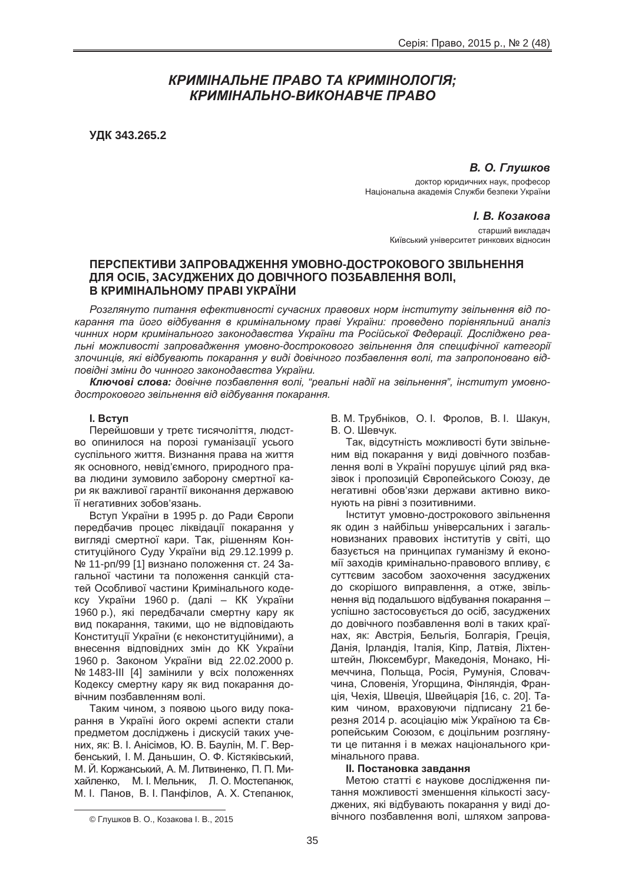# КРИМІНАЛЬНЕ ПРАВО ТА КРИМІНОЛОГІЯ; КРИМІНАЛЬНО-ВИКОНАВЧЕ ПРАВО

**УДК 343.265.2**

***В. О. Глушков***

доктор юридичних наук, професор
Національна академія Служби безпеки України

***І. В. Козакова***

старший викладач
Київський університет ринкових відносин

## ПЕРСПЕКТИВИ ЗАПРОВАДЖЕННЯ УМОВНО-ДОСТРОКОВОГО ЗВІЛЬНЕННЯ ДЛЯ ОСІБ, ЗАСУДЖЕНИХ ДО ДОВІЧНОГО ПОЗБАВЛЕННЯ ВОЛІ, В КРИМІНАЛЬНОМУ ПРАВІ УКРАЇНИ

*Розглянуто питання ефективності сучасних правових норм інституту звільнення від покарання та його відбування в кримінальному праві України: проведено порівняльний аналіз чинних норм кримінального законодавства України та Російської Федерації. Досліджено реальні можливості запровадження умовно-дострокового звільнення для специфічної категорії злочинців, які відбувають покарання у виді довічного позбавлення волі, та запропоновано відповідні зміни до чинного законодавства України.*

***Ключові слова:*** *довічне позбавлення волі, "реальні надії на звільнення", інститут умовно-дострокового звільнення від відбування покарання.*

### І. Вступ

Перейшовши у третє тисячоліття, людство опинилося на порозі гуманізації усього суспільного життя. Визнання права на життя як основного, невід'ємного, природного права людини зумовило заборону смертної кари як важливої гарантії виконання державою її негативних зобов'язань.

Вступ України в 1995 р. до Ради Європи передбачив процес ліквідації покарання у вигляді смертної кари. Так, рішенням Конституційного Суду України від 29.12.1999 р. № 11-рп/99 [1] визнано положення ст. 24 Загальної частини та положення санкцій статей Особливої частини Кримінального кодексу України 1960 р. (далі – КК України 1960 р.), які передбачали смертну кару як вид покарання, такими, що не відповідають Конституції України (є неконституційними), а внесення відповідних змін до КК України 1960 р. Законом України від 22.02.2000 р. № 1483-ІІІ [4] замінили у всіх положеннях Кодексу смертну кару як вид покарання довічним позбавленням волі.

Таким чином, з появою цього виду покарання в Україні його окремі аспекти стали предметом досліджень і дискусій таких учених, як: В. І. Анісімов, Ю. В. Баулін, М. Г. Вербенський, І. М. Даньшин, О. Ф. Кістяківський, М. Й. Коржанський, А. М. Литвиненко, П. П. Михайленко, М. І. Мельник, Л. О. Мостепанюк, М. І. Панов, В. І. Панфілов, А. Х. Степанюк, В. М. Трубніков, О. І. Фролов, В. І. Шакун, В. О. Шевчук.

Так, відсутність можливості бути звільненим від покарання у виді довічного позбавлення волі в Україні порушує цілий ряд вказівок і пропозицій Європейського Союзу, де негативні обов'язки держави активно виконують на рівні з позитивними.

Інститут умовно-дострокового звільнення як один з найбільш універсальних і загальновизнаних правових інститутів у світі, що базується на принципах гуманізму й економії заходів кримінально-правового впливу, є суттєвим засобом заохочення засуджених до скорішого виправлення, а отже, звільнення від подальшого відбування покарання – успішно застосовується до осіб, засуджених до довічного позбавлення волі в таких країнах, як: Австрія, Бельгія, Болгарія, Греція, Данія, Ірландія, Італія, Кіпр, Латвія, Ліхтенштейн, Люксембург, Македонія, Монако, Німеччина, Польща, Росія, Румунія, Словаччина, Словенія, Угорщина, Фінляндія, Франція, Чехія, Швеція, Швейцарія [16, с. 20]. Таким чином, враховуючи підписану 21 березня 2014 р. асоціацію між Україною та Європейським Союзом, є доцільним розглянути це питання і в межах національного кримінального права.

### ІІ. Постановка завдання

Метою статті є наукове дослідження питання можливості зменшення кількості засуджених, які відбувають покарання у виді довічного позбавлення волі, шляхом запрова-

© Глушков В. О., Козакова І. В., 2015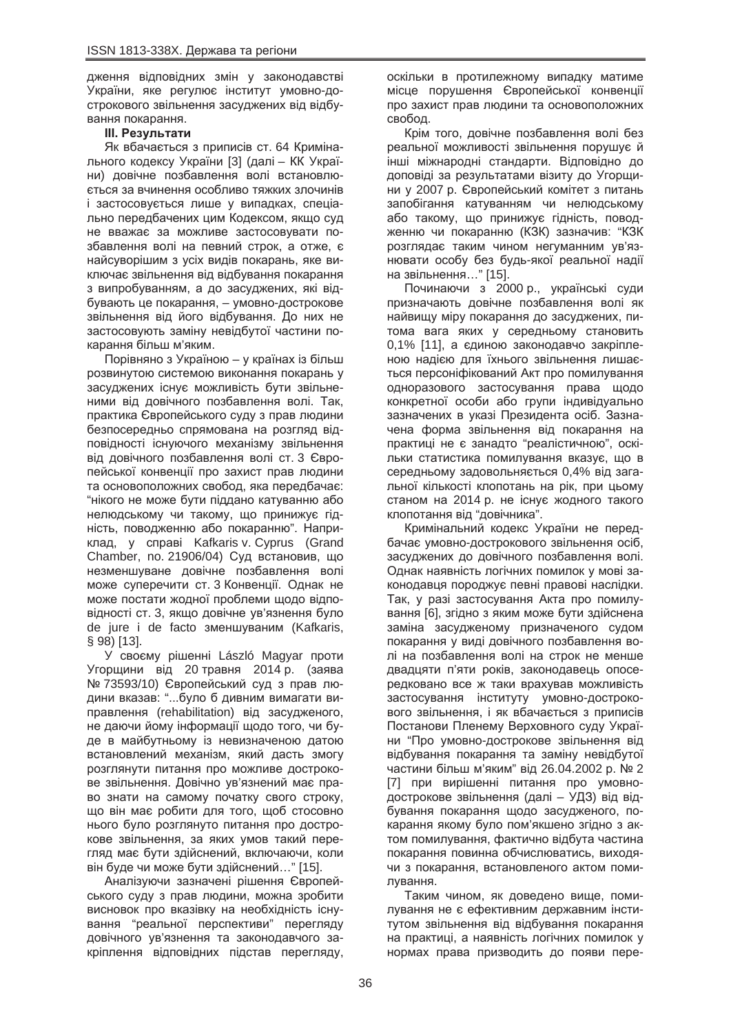дження відповідних змін у законодавстві України, яке регулює інститут умовно-дострокового звільнення засуджених від відбування покарання.

**III. Результати**

Як вбачається з приписів ст. 64 Кримінального кодексу України [3] (далі – КК України) довічне позбавлення волі встановлюється за вчинення особливо тяжких злочинів і застосовується лише у випадках, спеціально передбачених цим Кодексом, якщо суд не вважає за можливе застосовувати позбавлення волі на певний строк, а отже, є найсуворішим з усіх видів покарань, яке виключає звільнення від відбування покарання з випробуванням, а до засуджених, які відбувають це покарання, – умовно-дострокове звільнення від його відбування. До них не застосовують заміну невідбутої частини покарання більш м'яким.

Порівняно з Україною – у країнах із більш розвинутою системою виконання покарань у засуджених існує можливість бути звільненими від довічного позбавлення волі. Так, практика Європейського суду з прав людини безпосередньо спрямована на розгляд відповідності існуючого механізму звільнення від довічного позбавлення волі ст. 3 Європейської конвенції про захист прав людини та основоположних свобод, яка передбачає: "нікого не може бути піддано катуванню або нелюдському чи такому, що принижує гідність, поводженню або покаранню". Наприклад, у справі Kafkaris v. Cyprus (Grand Chamber, no. 21906/04) Суд встановив, що незменшуване довічне позбавлення волі може суперечити ст. 3 Конвенції. Однак не може постати жодної проблеми щодо відповідності ст. 3, якщо довічне ув'язнення було de jure і de facto зменшуваним (Kafkaris, § 98) [13].

У своєму рішенні László Magyar проти Угорщини від 20 травня 2014 р. (заява № 73593/10) Європейський суд з прав людини вказав: "...було б дивним вимагати виправлення (rehabilitation) від засудженого, не даючи йому інформації щодо того, чи буде в майбутньому із невизначеною датою встановлений механізм, який дасть змогу розглянути питання про можливе дострокове звільнення. Довічно ув'язнений має право знати на самому початку свого строку, що він має робити для того, щоб стосовно нього було розглянуто питання про дострокове звільнення, за яких умов такий перегляд має бути здійснений, включаючи, коли він буде чи може бути здійснений…" [15].

Аналізуючи зазначені рішення Європейського суду з прав людини, можна зробити висновок про вказівку на необхідність існування "реальної перспективи" перегляду довічного ув'язнення та законодавчого закріплення відповідних підстав перегляду, оскільки в протилежному випадку матиме місце порушення Європейської конвенції про захист прав людини та основоположних свобод.

Крім того, довічне позбавлення волі без реальної можливості звільнення порушує й інші міжнародні стандарти. Відповідно до доповіді за результатами візиту до Угорщини у 2007 р. Європейський комітет з питань запобігання катуванням чи нелюдському або такому, що принижує гідність, поводженню чи покаранню (КЗК) зазначив: "КЗК розглядає таким чином негуманним ув'язнювати особу без будь-якої реальної надії на звільнення…" [15].

Починаючи з 2000 р., українські суди призначають довічне позбавлення волі як найвищу міру покарання до засуджених, питома вага яких у середньому становить 0,1% [11], а єдиною законодавчо закріпленою надією для їхнього звільнення лишається персоніфікований Акт про помилування одноразового застосування права щодо конкретної особи або групи індивідуально зазначених в указі Президента осіб. Зазначена форма звільнення від покарання на практиці не є занадто "реалістичною", оскільки статистика помилування вказує, що в середньому задовольняється 0,4% від загальної кількості клопотань на рік, при цьому станом на 2014 р. не існує жодного такого клопотання від "довічника".

Кримінальний кодекс України не передбачає умовно-дострокового звільнення осіб, засуджених до довічного позбавлення волі. Однак наявність логічних помилок у мові законодавця породжує певні правові наслідки. Так, у разі застосування Акта про помилування [6], згідно з яким може бути здійснена заміна засудженому призначеного судом покарання у виді довічного позбавлення волі на позбавлення волі на строк не менше двадцяти п'яти років, законодавець опосередковано все ж таки врахував можливість застосування інституту умовно-дострокового звільнення, і як вбачається з приписів Постанови Пленему Верховного суду України "Про умовно-дострокове звільнення від відбування покарання та заміну невідбутої частини більш м'яким" від 26.04.2002 р. № 2 [7] при вирішенні питання про умовно-дострокове звільнення (далі – УДЗ) від відбування покарання щодо засудженого, покарання якому було пом'якшено згідно з актом помилування, фактично відбута частина покарання повинна обчислюватись, виходячи з покарання, встановленого актом помилування.

Таким чином, як доведено вище, помилування не є ефективним державним інститутом звільнення від відбування покарання на практиці, а наявність логічних помилок у нормах права призводить до появи пере-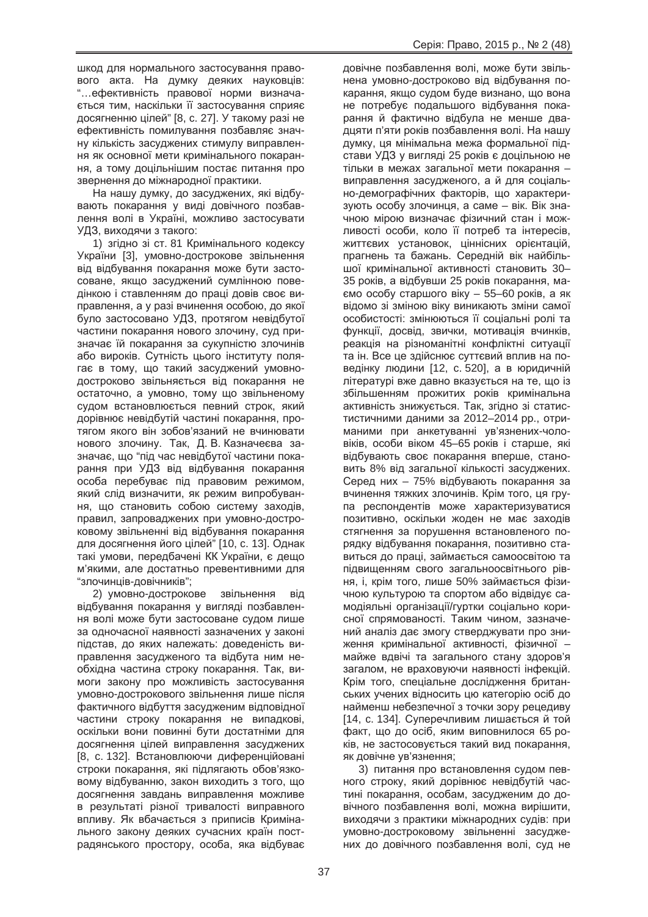шкод для нормального застосування правового акта. На думку деяких науковців: "…ефективність правової норми визначається тим, наскільки її застосування сприяє досягненню цілей" [8, с. 27]. У такому разі не ефективність помилування позбавляє значну кількість засуджених стимулу виправлення як основної мети кримінального покарання, а тому доцільнішим постає питання про звернення до міжнародної практики.

На нашу думку, до засуджених, які відбувають покарання у виді довічного позбавлення волі в Україні, можливо застосувати УДЗ, виходячи з такого:

1) згідно зі ст. 81 Кримінального кодексу України [3], умовно-дострокове звільнення від відбування покарання може бути застосоване, якщо засуджений сумлінною поведінкою і ставленням до праці довів своє виправлення, а у разі вчинення особою, до якої було застосовано УДЗ, протягом невідбутої частини покарання нового злочину, суд призначає їй покарання за сукупністю злочинів або вироків. Сутність цього інституту полягає в тому, що такий засуджений умовно-достроково звільняється від покарання не остаточно, а умовно, тому що звільненому судом встановлюється певний строк, який дорівнює невідбутій частині покарання, протягом якого він зобов'язаний не вчинювати нового злочину. Так, Д. В. Казначеєва зазначає, що "під час невідбутої частини покарання при УДЗ від відбування покарання особа перебуває під правовим режимом, який слід визначити, як режим випробування, що становить собою систему заходів, правил, запроваджених при умовно-достроковому звільненні від відбування покарання для досягнення його цілей" [10, с. 13]. Однак такі умови, передбачені КК України, є дещо м'якими, але достатньо превентивними для "злочинців-довічників";

2) умовно-дострокове звільнення від відбування покарання у вигляді позбавлення волі може бути застосоване судом лише за одночасної наявності зазначених у законі підстав, до яких належать: доведеність виправлення засудженого та відбута ним необхідна частина строку покарання. Так, вимоги закону про можливість застосування умовно-дострокового звільнення лише після фактичного відбуття засудженим відповідної частини строку покарання не випадкові, оскільки вони повинні бути достатніми для досягнення цілей виправлення засуджених [8, с. 132]. Встановлюючи диференційовані строки покарання, які підлягають обов'язковому відбуванню, закон виходить з того, що досягнення завдань виправлення можливе в результаті різної тривалості виправного впливу. Як вбачається з приписів Кримінального закону деяких сучасних країн пострадянського простору, особа, яка відбуває довічне позбавлення волі, може бути звільнена умовно-достроково від відбування покарання, якщо судом буде визнано, що вона не потребує подальшого відбування покарання й фактично відбула не менше двадцяти п'яти років позбавлення волі. На нашу думку, ця мінімальна межа формальної підстави УДЗ у вигляді 25 років є доцільною не тільки в межах загальної мети покарання – виправлення засудженого, а й для соціально-демографічних факторів, що характеризують особу злочинця, а саме – вік. Вік значною мірою визначає фізичний стан і можливості особи, коло її потреб та інтересів, життєвих установок, ціннісних орієнтацій, прагнень та бажань. Середній вік найбільшої кримінальної активності становить 30–35 років, а відбувши 25 років покарання, маємо особу старшого віку – 55–60 років, а як відомо зі зміною віку виникають зміни самої особистості: змінюються її соціальні ролі та функції, досвід, звички, мотивація вчинків, реакція на різноманітні конфліктні ситуації та ін. Все це здійснює суттєвий вплив на поведінку людини [12, с. 520], а в юридичній літературі вже давно вказується на те, що із збільшенням прожитих років кримінальна активність знижується. Так, згідно зі статистистичними даними за 2012–2014 рр., отриманими при анкетуванні ув'язнених-чоловіків, особи віком 45–65 років і старше, які відбувають своє покарання вперше, становить 8% від загальної кількості засуджених. Серед них – 75% відбувають покарання за вчинення тяжких злочинів. Крім того, ця група респондентів може характеризуватися позитивно, оскільки жоден не має заходів стягнення за порушення встановленого порядку відбування покарання, позитивно ставиться до праці, займається самоосвітою та підвищенням свого загальноосвітнього рівня, і, крім того, лише 50% займається фізичною культурою та спортом або відвідує самодіяльні організації/гуртки соціально корисної спрямованості. Таким чином, зазначений аналіз дає змогу стверджувати про зниження кримінальної активності, фізичної – майже вдвічі та загального стану здоров'я загалом, не враховуючи наявності інфекцій. Крім того, спеціальне дослідження британських учених відносить цю категорію осіб до найменш небезпечної з точки зору рецедиву [14, с. 134]. Суперечливим лишається й той факт, що до осіб, яким виповнилося 65 років, не застосовується такий вид покарання, як довічне ув'язнення;

3) питання про встановлення судом певного строку, який дорівнює невідбутій частині покарання, особам, засудженим до довічного позбавлення волі, можна вирішити, виходячи з практики міжнародних судів: при умовно-достроковому звільненні засуджених до довічного позбавлення волі, суд не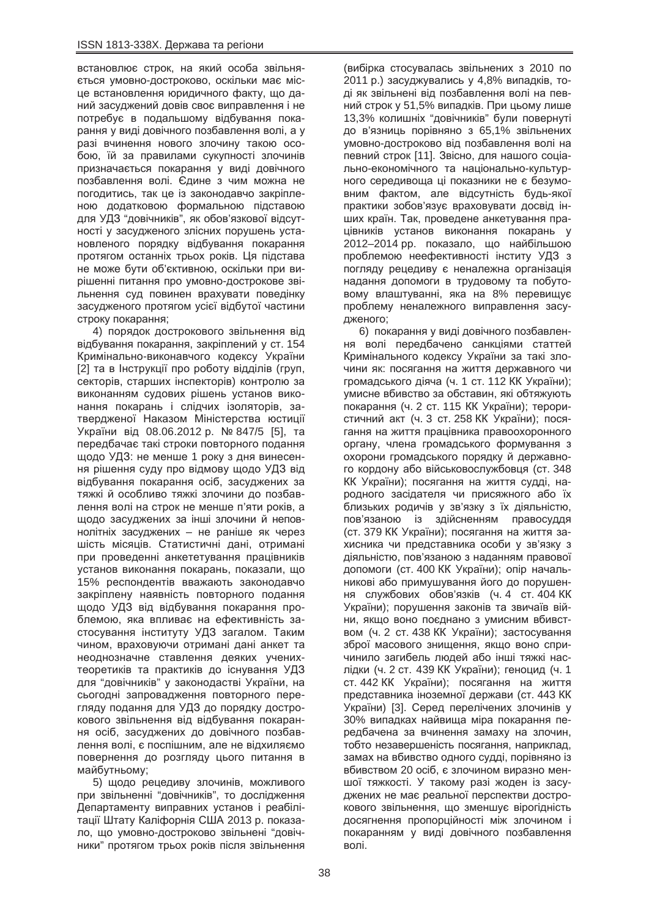встановлює строк, на який особа звільняється умовно-достроково, оскільки має місце встановлення юридичного факту, що даний засуджений довів своє виправлення і не потребує в подальшому відбування покарання у виді довічного позбавлення волі, а у разі вчинення нового злочину такою особою, їй за правилами сукупності злочинів призначається покарання у виді довічного позбавлення волі. Єдине з чим можна не погодитись, так це із законодавчо закріпленою додатковою формальною підставою для УДЗ "довічників", як обов'язкової відсутності у засудженого злісних порушень установленого порядку відбування покарання протягом останніх трьох років. Ця підстава не може бути об'єктивною, оскільки при вирішенні питання про умовно-дострокове звільнення суд повинен врахувати поведінку засудженого протягом усієї відбутої частини строку покарання;

4) порядок дострокового звільнення від відбування покарання, закріплений у ст. 154 Кримінально-виконавчого кодексу України [2] та в Інструкції про роботу відділів (груп, секторів, старших інспекторів) контролю за виконанням судових рішень установ виконання покарань і слідчих ізоляторів, затвердженої Наказом Міністерства юстиції України від 08.06.2012 р. № 847/5 [5], та передбачає такі строки повторного подання щодо УДЗ: не менше 1 року з дня винесення рішення суду про відмову щодо УДЗ від відбування покарання осіб, засуджених за тяжкі й особливо тяжкі злочини до позбавлення волі на строк не менше п'яти років, а щодо засуджених за інші злочини й неповнолітніх засуджених – не раніше як через шість місяців. Статистичні дані, отримані при проведенні анкететування працівників установ виконання покарань, показали, що 15% респондентів вважають законодавчо закріплену наявність повторного подання щодо УДЗ від відбування покарання проблемою, яка впливає на ефективність застосування інституту УДЗ загалом. Таким чином, враховуючи отримані дані анкет та неоднозначне ставлення деяких учених-теоретиків та практиків до існування УДЗ для "довічників" у законодавстві України, на сьогодні запровадження повторного перегляду подання для УДЗ до порядку дострокового звільнення від відбування покарання осіб, засуджених до довічного позбавлення волі, є поспішним, але не відхиляємо повернення до розгляду цього питання в майбутньому;

5) щодо рецидиву злочинів, можливого при звільненні "довічників", то дослідження Департаменту виправних установ і реабілітації Штату Каліфорнія США 2013 р. показало, що умовно-достроково звільнені "довічники" протягом трьох років після звільнення (вибірка стосувалась звільнених з 2010 по 2011 р.) засуджувались у 4,8% випадків, тоді як звільнені від позбавлення волі на певний строк у 51,5% випадків. При цьому лише 13,3% колишніх "довічників" були повернуті до в'язниць порівняно з 65,1% звільнених умовно-достроково від позбавлення волі на певний строк [11]. Звісно, для нашого соціально-економічного та національно-культурного середовища ці показники не є безумовним фактом, але відсутність будь-якої практики зобов'язує враховувати досвід інших країн. Так, проведене анкетування працівників установ виконання покарань у 2012–2014 рр. показало, що найбільшою проблемою неефективності інституту УДЗ з погляду рецедиву є неналежна організація надання допомоги в трудовому та побутовому влаштуванні, яка на 8% перевищує проблему неналежного виправлення засудженого;

6) покарання у виді довічного позбавлення волі передбачено санкціями статтей Кримінального кодексу України за такі злочини як: посягання на життя державного чи громадського діяча (ч. 1 ст. 112 КК України); умисне вбивство за обставин, які обтяжують покарання (ч. 2 ст. 115 КК України); терористичний акт (ч. 3 ст. 258 КК України); посягання на життя працівника правоохоронного органу, члена громадського формування з охорони громадського порядку й державного кордону або військовослужбовця (ст. 348 КК України); посягання на життя судді, народного засідателя чи присяжного або їх близьких родичів у зв'язку з їх діяльністю, пов'язаною із здійсненням правосуддя (ст. 379 КК України); посягання на життя захисника чи представника особи у зв'язку з діяльністю, пов'язаною з наданням правової допомоги (ст. 400 КК України); опір начальникові або примушування його до порушення службових обов'язків (ч. 4 ст. 404 КК України); порушення законів та звичаїв війни, якщо воно поєднано з умисним вбивством (ч. 2 ст. 438 КК України); застосування зброї масового знищення, якщо воно спричинило загибель людей або інші тяжкі наслідки (ч. 2 ст. 439 КК України); геноцид (ч. 1 ст. 442 КК України); посягання на життя представника іноземної держави (ст. 443 КК України) [3]. Серед перелічених злочинів у 30% випадках найвища міра покарання передбачена за вчинення замаху на злочин, тобто незавершеність посягання, наприклад, замах на вбивство одного судді, порівняно із вбивством 20 осіб, є злочином виразно меншої тяжкості. У такому разі жоден із засуджених не має реальної перспективи дострокового звільнення, що зменшує вірогідність досягнення пропорційності між злочином і покаранням у виді довічного позбавлення волі.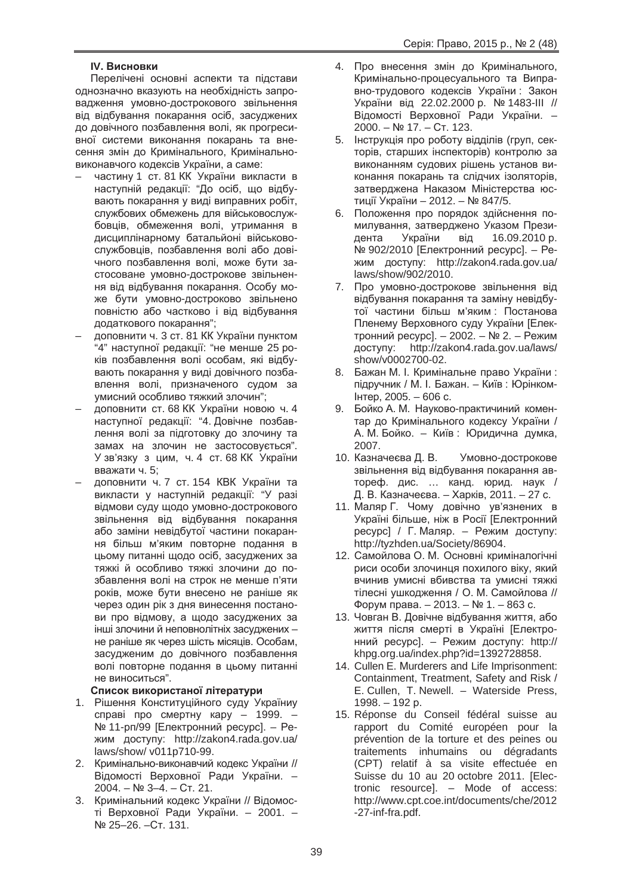## IV. Висновки

Перелічені основні аспекти та підстави однозначно вказують на необхідність запровадження умовно-дострокового звільнення від відбування покарання осіб, засуджених до довічного позбавлення волі, як прогресивної системи виконання покарань та внесення змін до Кримінального, Кримінально-виконавчого кодексів України, а саме:

- частину 1 ст. 81 КК України викласти в наступній редакції: "До осіб, що відбувають покарання у виді виправних робіт, службових обмежень для військовослужбовців, обмеження волі, утримання в дисциплінарному батальйоні військовослужбовців, позбавлення волі або довічного позбавлення волі, може бути застосоване умовно-дострокове звільнення від відбування покарання. Особу може бути умовно-достроково звільнено повністю або частково і від відбування додаткового покарання";
- доповнити ч. 3 ст. 81 КК України пунктом "4" наступної редакції: "не менше 25 років позбавлення волі особам, які відбувають покарання у виді довічного позбавлення волі, призначеного судом за умисний особливо тяжкий злочин";
- доповнити ст. 68 КК України новою ч. 4 наступної редакції: "4. Довічне позбавлення волі за підготовку до злочину та замах на злочин не застосовується". У зв'язку з цим, ч. 4 ст. 68 КК України вважати ч. 5;
- доповнити ч. 7 ст. 154 КВК України та викласти у наступній редакції: "У разі відмови суду щодо умовно-дострокового звільнення від відбування покарання або заміни невідбутої частини покарання більш м'яким повторне подання в цьому питанні щодо осіб, засуджених за тяжкі й особливо тяжкі злочини до позбавлення волі на строк не менше п'яти років, може бути внесено не раніше як через один рік з дня винесення постанови про відмову, а щодо засуджених за інші злочини й неповнолітніх засуджених – не раніше як через шість місяців. Особам, засудженим до довічного позбавлення волі повторне подання в цьому питанні не виноситься".

**Список використаної літератури**

1. Рішення Конституційного суду Україниу справі про смертну кару – 1999. – № 11-рп/99 [Електронний ресурс]. – Режим доступу: http://zakon4.rada.gov.ua/laws/show/ v011p710-99.
2. Кримінально-виконавчий кодекс України // Відомості Верховної Ради України. – 2004. – № 3–4. – Ст. 21.
3. Кримінальний кодекс України // Відомості Верховної Ради України. – 2001. – № 25–26. –Ст. 131.
4. Про внесення змін до Кримінального, Кримінально-процесуального та Виправно-трудового кодексів України : Закон України від 22.02.2000 р. № 1483-III // Відомості Верховної Ради України. – 2000. – № 17. – Ст. 123.
5. Інструкція про роботу відділів (груп, секторів, старших інспекторів) контролю за виконанням судових рішень установ виконання покарань та слідчих ізоляторів, затверджена Наказом Міністерства юстиції України – 2012. – № 847/5.
6. Положення про порядок здійснення помилування, затверджено Указом Президента України від 16.09.2010 р. № 902/2010 [Електронний ресурс]. – Режим доступу: http://zakon4.rada.gov.ua/laws/show/902/2010.
7. Про умовно-дострокове звільнення від відбування покарання та заміну невідбутої частини більш м'яким : Постанова Пленему Верховного суду України [Електронний ресурс]. – 2002. – № 2. – Режим доступу: http://zakon4.rada.gov.ua/laws/show/v0002700-02.
8. Бажан М. І. Кримінальне право України : підручник / М. І. Бажан. – Київ : Юрінком-Інтер, 2005. – 606 с.
9. Бойко А. М. Науково-практичиний коментар до Кримінального кодексу України / А. М. Бойко. – Київ : Юридична думка, 2007.
10. Казначеєва Д. В. Умовно-дострокове звільнення від відбування покарання автореф. дис. … канд. юрид. наук / Д. В. Казначеєва. – Харків, 2011. – 27 с.
11. Маляр Г. Чому довічно ув'язнених в Україні більше, ніж в Росії [Електронний ресурс] / Г. Маляр. – Режим доступу: http://tyzhden.ua/Society/86904.
12. Самойлова О. М. Основні кримінологічні риси особи злочинця похилого віку, який вчинив умисні вбивства та умисні тяжкі тілесні ушкодження / О. М. Самойлова // Форум права. – 2013. – № 1. – 863 с.
13. Човган В. Довічне відбування життя, або життя після смерті в Україні [Електронний ресурс]. – Режим доступу: http://khpg.org.ua/index.php?id=1392728858.
14. Cullen E. Murderers and Life Imprisonment: Containment, Treatment, Safety and Risk / E. Cullen, T. Newell. – Waterside Press, 1998. – 192 p.
15. Réponse du Conseil fédéral suisse au rapport du Comité européen pour la prévention de la torture et des peines ou traitements inhumains ou dégradants (CPT) relatif à sa visite effectuée en Suisse du 10 au 20 octobre 2011. [Electronic resource]. – Mode of access: http://www.cpt.coe.int/documents/che/2012-27-inf-fra.pdf.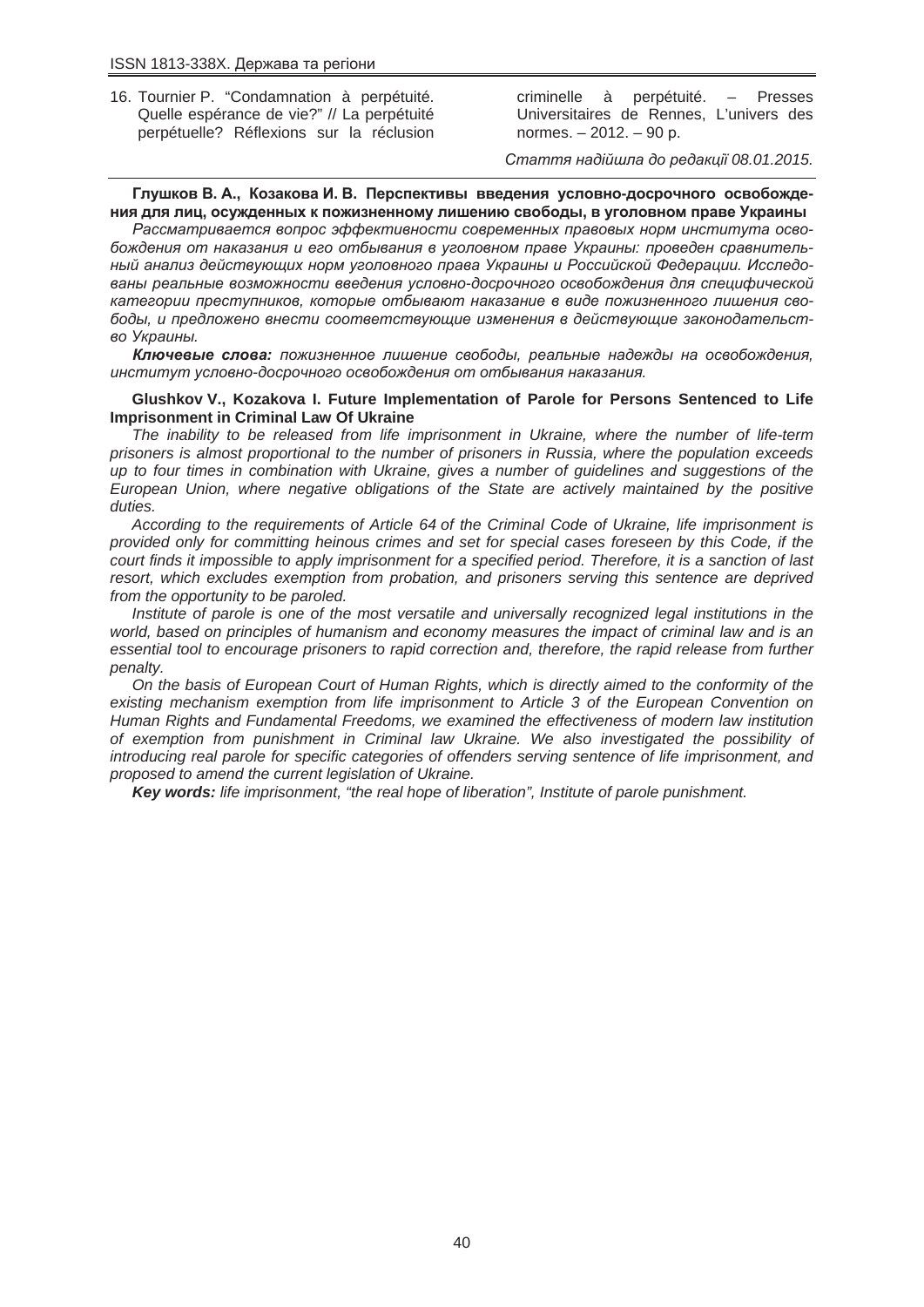16. Tournier P. "Condamnation à perpétuité. Quelle espérance de vie?" // La perpétuité perpétuelle? Réflexions sur la réclusion criminelle à perpétuité. – Presses Universitaires de Rennes, L'univers des normes. – 2012. – 90 p.

*Стаття надійшла до редакції 08.01.2015.*

**Глушков В. А., Козакова И. В. Перспективы введения условно-досрочного освобождения для лиц, осужденных к пожизненному лишению свободы, в уголовном праве Украины**

*Рассматривается вопрос эффективности современных правовых норм института освобождения от наказания и его отбывания в уголовном праве Украины: проведен сравнительный анализ действующих норм уголовного права Украины и Российской Федерации. Исследованы реальные возможности введения условно-досрочного освобождения для специфической категории преступников, которые отбывают наказание в виде пожизненного лишения свободы, и предложено внести соответствующие изменения в действующие законодательство Украины.*

***Ключевые слова:*** *пожизненное лишение свободы, реальные надежды на освобождения, институт условно-досрочного освобождения от отбывания наказания.*

**Glushkov V., Kozakova I. Future Implementation of Parole for Persons Sentenced to Life Imprisonment in Criminal Law Of Ukraine**

*The inability to be released from life imprisonment in Ukraine, where the number of life-term prisoners is almost proportional to the number of prisoners in Russia, where the population exceeds up to four times in combination with Ukraine, gives a number of guidelines and suggestions of the European Union, where negative obligations of the State are actively maintained by the positive duties.*

*According to the requirements of Article 64 of the Criminal Code of Ukraine, life imprisonment is provided only for committing heinous crimes and set for special cases foreseen by this Code, if the court finds it impossible to apply imprisonment for a specified period. Therefore, it is a sanction of last resort, which excludes exemption from probation, and prisoners serving this sentence are deprived from the opportunity to be paroled.*

*Institute of parole is one of the most versatile and universally recognized legal institutions in the world, based on principles of humanism and economy measures the impact of criminal law and is an essential tool to encourage prisoners to rapid correction and, therefore, the rapid release from further penalty.*

*On the basis of European Court of Human Rights, which is directly aimed to the conformity of the existing mechanism exemption from life imprisonment to Article 3 of the European Convention on Human Rights and Fundamental Freedoms, we examined the effectiveness of modern law institution of exemption from punishment in Criminal law Ukraine. We also investigated the possibility of introducing real parole for specific categories of offenders serving sentence of life imprisonment, and proposed to amend the current legislation of Ukraine.*

***Key words:*** *life imprisonment, "the real hope of liberation", Institute of parole punishment.*